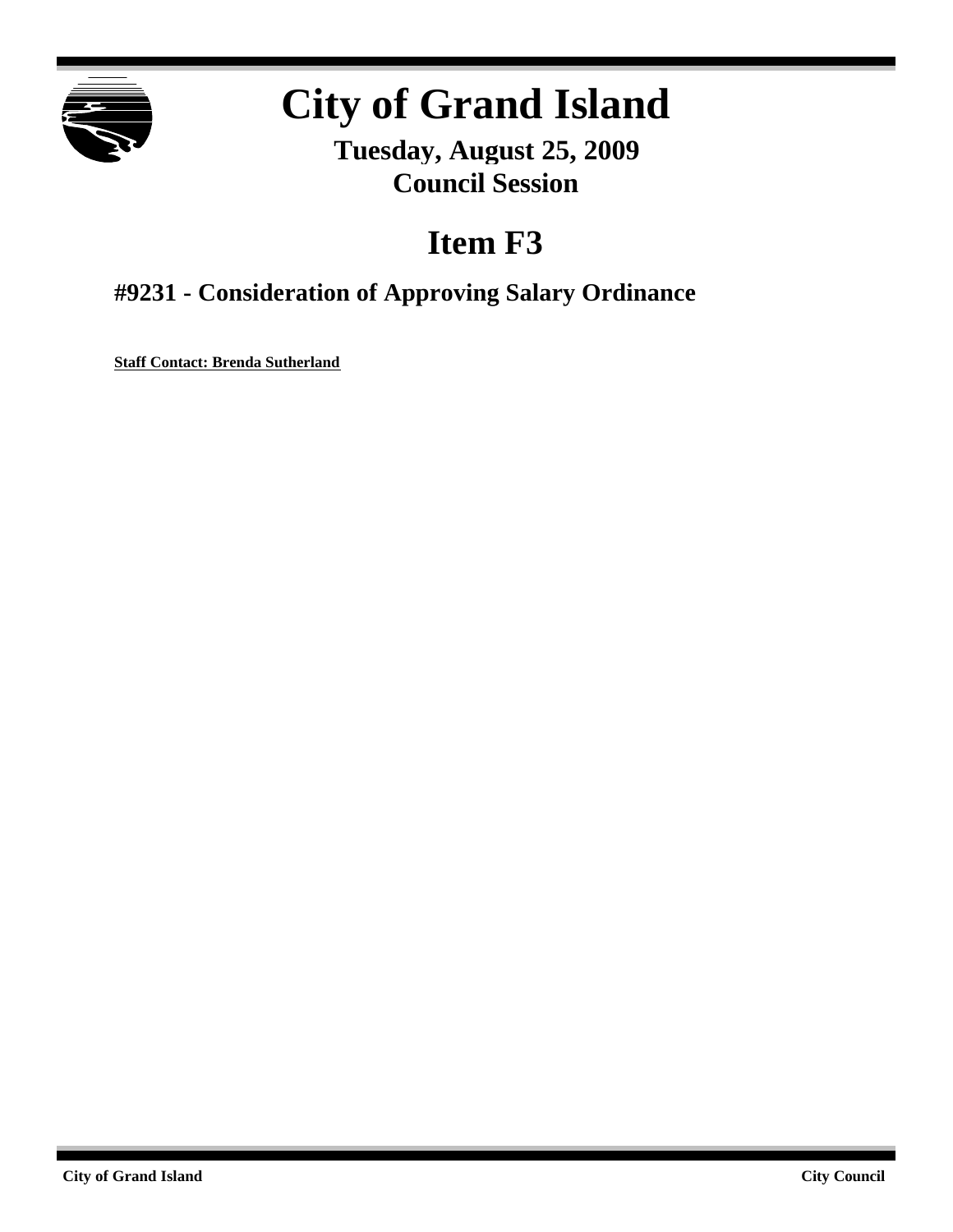# City of Grand Island

**Tuesday, August 25, 2009**
**Council Session**

# Item F3

## #9231 - Consideration of Approving Salary Ordinance

**Staff Contact: Brenda Sutherland**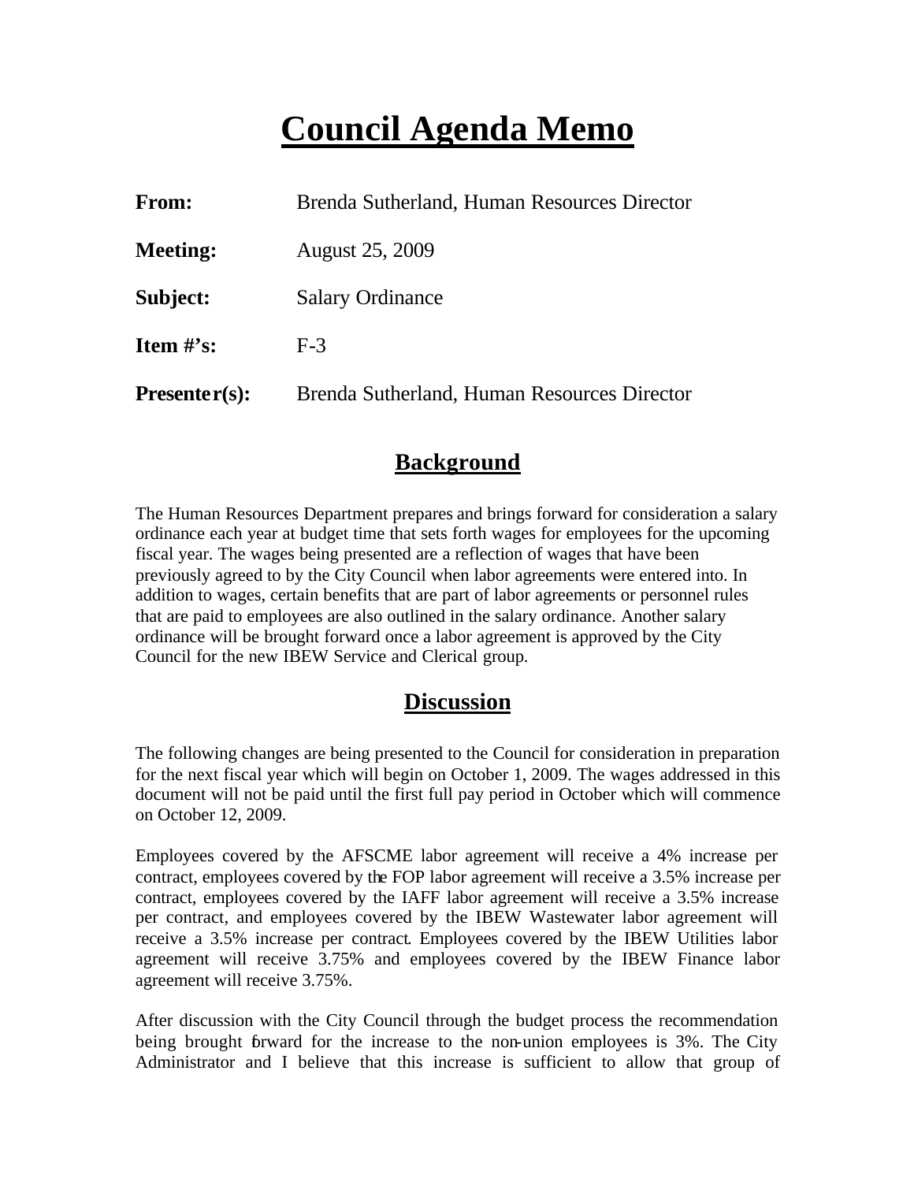# Council Agenda Memo

**From:** Brenda Sutherland, Human Resources Director

**Meeting:** August 25, 2009

**Subject:** Salary Ordinance

**Item #'s:** F-3

**Presenter(s):** Brenda Sutherland, Human Resources Director

## Background

The Human Resources Department prepares and brings forward for consideration a salary ordinance each year at budget time that sets forth wages for employees for the upcoming fiscal year. The wages being presented are a reflection of wages that have been previously agreed to by the City Council when labor agreements were entered into. In addition to wages, certain benefits that are part of labor agreements or personnel rules that are paid to employees are also outlined in the salary ordinance. Another salary ordinance will be brought forward once a labor agreement is approved by the City Council for the new IBEW Service and Clerical group.

## Discussion

The following changes are being presented to the Council for consideration in preparation for the next fiscal year which will begin on October 1, 2009. The wages addressed in this document will not be paid until the first full pay period in October which will commence on October 12, 2009.

Employees covered by the AFSCME labor agreement will receive a 4% increase per contract, employees covered by the FOP labor agreement will receive a 3.5% increase per contract, employees covered by the IAFF labor agreement will receive a 3.5% increase per contract, and employees covered by the IBEW Wastewater labor agreement will receive a 3.5% increase per contract. Employees covered by the IBEW Utilities labor agreement will receive 3.75% and employees covered by the IBEW Finance labor agreement will receive 3.75%.

After discussion with the City Council through the budget process the recommendation being brought forward for the increase to the non-union employees is 3%. The City Administrator and I believe that this increase is sufficient to allow that group of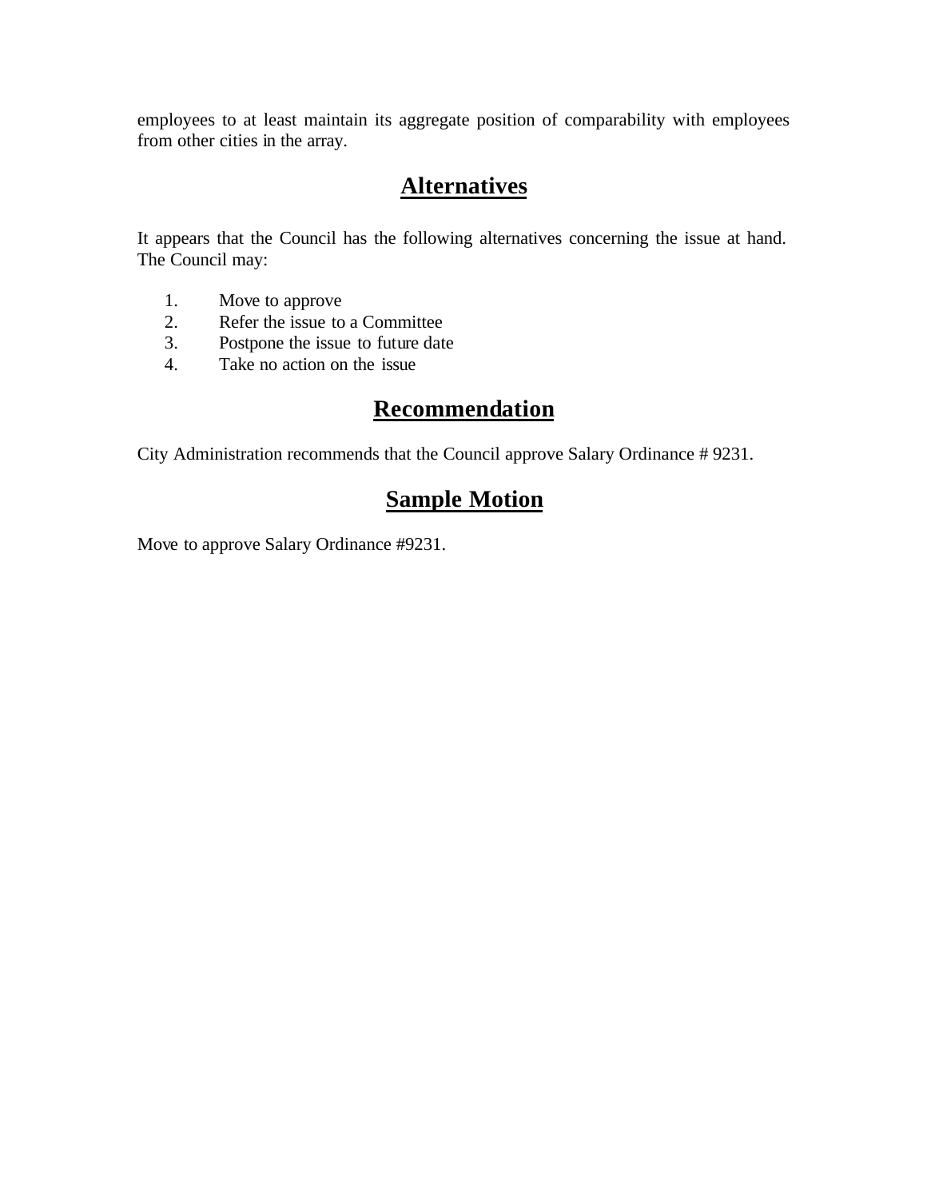employees to at least maintain its aggregate position of comparability with employees from other cities in the array.

## Alternatives

It appears that the Council has the following alternatives concerning the issue at hand. The Council may:

1. Move to approve
2. Refer the issue to a Committee
3. Postpone the issue to future date
4. Take no action on the issue

## Recommendation

City Administration recommends that the Council approve Salary Ordinance # 9231.

## Sample Motion

Move to approve Salary Ordinance #9231.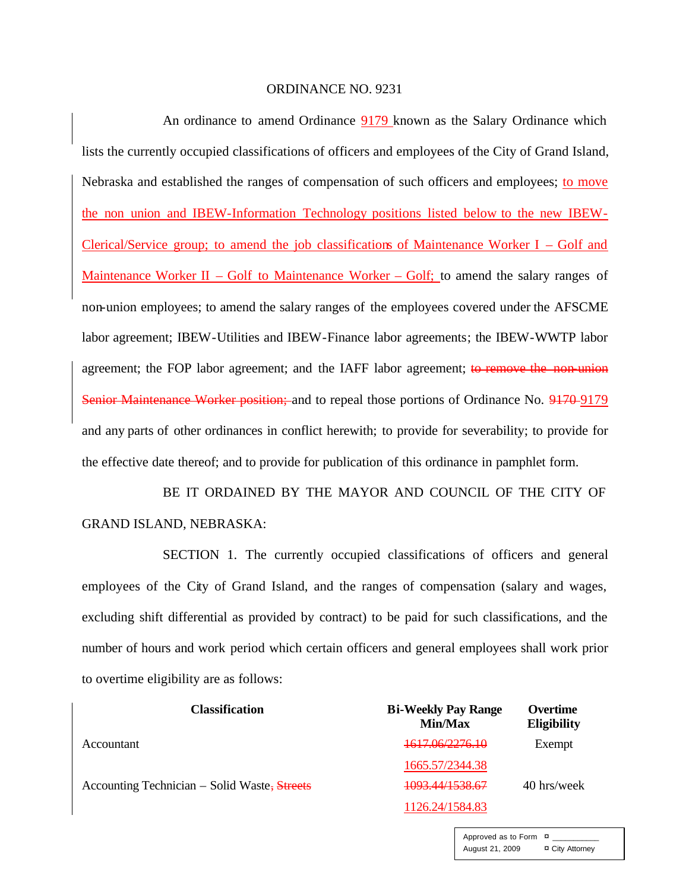ORDINANCE NO. 9231

An ordinance to amend Ordinance 9179 known as the Salary Ordinance which lists the currently occupied classifications of officers and employees of the City of Grand Island, Nebraska and established the ranges of compensation of such officers and employees; to move the non union and IBEW-Information Technology positions listed below to the new IBEW-Clerical/Service group; to amend the job classifications of Maintenance Worker I – Golf and Maintenance Worker II – Golf to Maintenance Worker – Golf; to amend the salary ranges of non-union employees; to amend the salary ranges of the employees covered under the AFSCME labor agreement; IBEW-Utilities and IBEW-Finance labor agreements; the IBEW-WWTP labor agreement; the FOP labor agreement; and the IAFF labor agreement; ~~to remove the non-union Senior Maintenance Worker position;~~ and to repeal those portions of Ordinance No. ~~9170~~ 9179 and any parts of other ordinances in conflict herewith; to provide for severability; to provide for the effective date thereof; and to provide for publication of this ordinance in pamphlet form.

BE IT ORDAINED BY THE MAYOR AND COUNCIL OF THE CITY OF GRAND ISLAND, NEBRASKA:

SECTION 1. The currently occupied classifications of officers and general employees of the City of Grand Island, and the ranges of compensation (salary and wages, excluding shift differential as provided by contract) to be paid for such classifications, and the number of hours and work period which certain officers and general employees shall work prior to overtime eligibility are as follows:

| Classification | Bi-Weekly Pay Range Min/Max | Overtime Eligibility |
|---|---|---|
| Accountant | ~~1617.06/2276.10~~ 1665.57/2344.38 | Exempt |
| Accounting Technician – Solid Waste~~, Streets~~ | ~~1093.44/1538.67~~ 1126.24/1584.83 | 40 hrs/week |

Approved as to Form ¤ ___________
August 21, 2009 ¤ City Attorney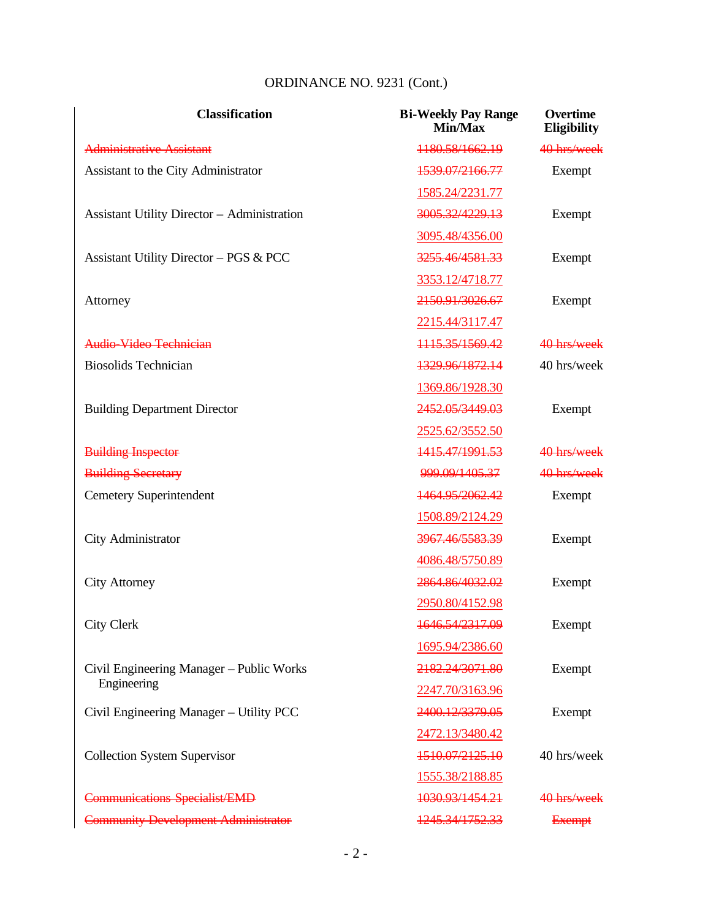ORDINANCE NO. 9231 (Cont.)

| Classification | Bi-Weekly Pay Range Min/Max | Overtime Eligibility |
|---|---|---|
| ~~Administrative Assistant~~ | ~~1180.58/1662.19~~ | ~~40 hrs/week~~ |
| Assistant to the City Administrator | ~~1539.07/2166.77~~ | Exempt |
| | 1585.24/2231.77 | |
| Assistant Utility Director – Administration | ~~3005.32/4229.13~~ | Exempt |
| | 3095.48/4356.00 | |
| Assistant Utility Director – PGS & PCC | ~~3255.46/4581.33~~ | Exempt |
| | 3353.12/4718.77 | |
| Attorney | ~~2150.91/3026.67~~ | Exempt |
| | 2215.44/3117.47 | |
| ~~Audio-Video Technician~~ | ~~1115.35/1569.42~~ | ~~40 hrs/week~~ |
| Biosolids Technician | ~~1329.96/1872.14~~ | 40 hrs/week |
| | 1369.86/1928.30 | |
| Building Department Director | ~~2452.05/3449.03~~ | Exempt |
| | 2525.62/3552.50 | |
| ~~Building Inspector~~ | ~~1415.47/1991.53~~ | ~~40 hrs/week~~ |
| ~~Building Secretary~~ | ~~999.09/1405.37~~ | ~~40 hrs/week~~ |
| Cemetery Superintendent | ~~1464.95/2062.42~~ | Exempt |
| | 1508.89/2124.29 | |
| City Administrator | ~~3967.46/5583.39~~ | Exempt |
| | 4086.48/5750.89 | |
| City Attorney | ~~2864.86/4032.02~~ | Exempt |
| | 2950.80/4152.98 | |
| City Clerk | ~~1646.54/2317.09~~ | Exempt |
| | 1695.94/2386.60 | |
| Civil Engineering Manager – Public Works Engineering | ~~2182.24/3071.80~~ | Exempt |
| | 2247.70/3163.96 | |
| Civil Engineering Manager – Utility PCC | ~~2400.12/3379.05~~ | Exempt |
| | 2472.13/3480.42 | |
| Collection System Supervisor | ~~1510.07/2125.10~~ | 40 hrs/week |
| | 1555.38/2188.85 | |
| ~~Communications Specialist/EMD~~ | ~~1030.93/1454.21~~ | ~~40 hrs/week~~ |
| ~~Community Development Administrator~~ | ~~1245.34/1752.33~~ | ~~Exempt~~ |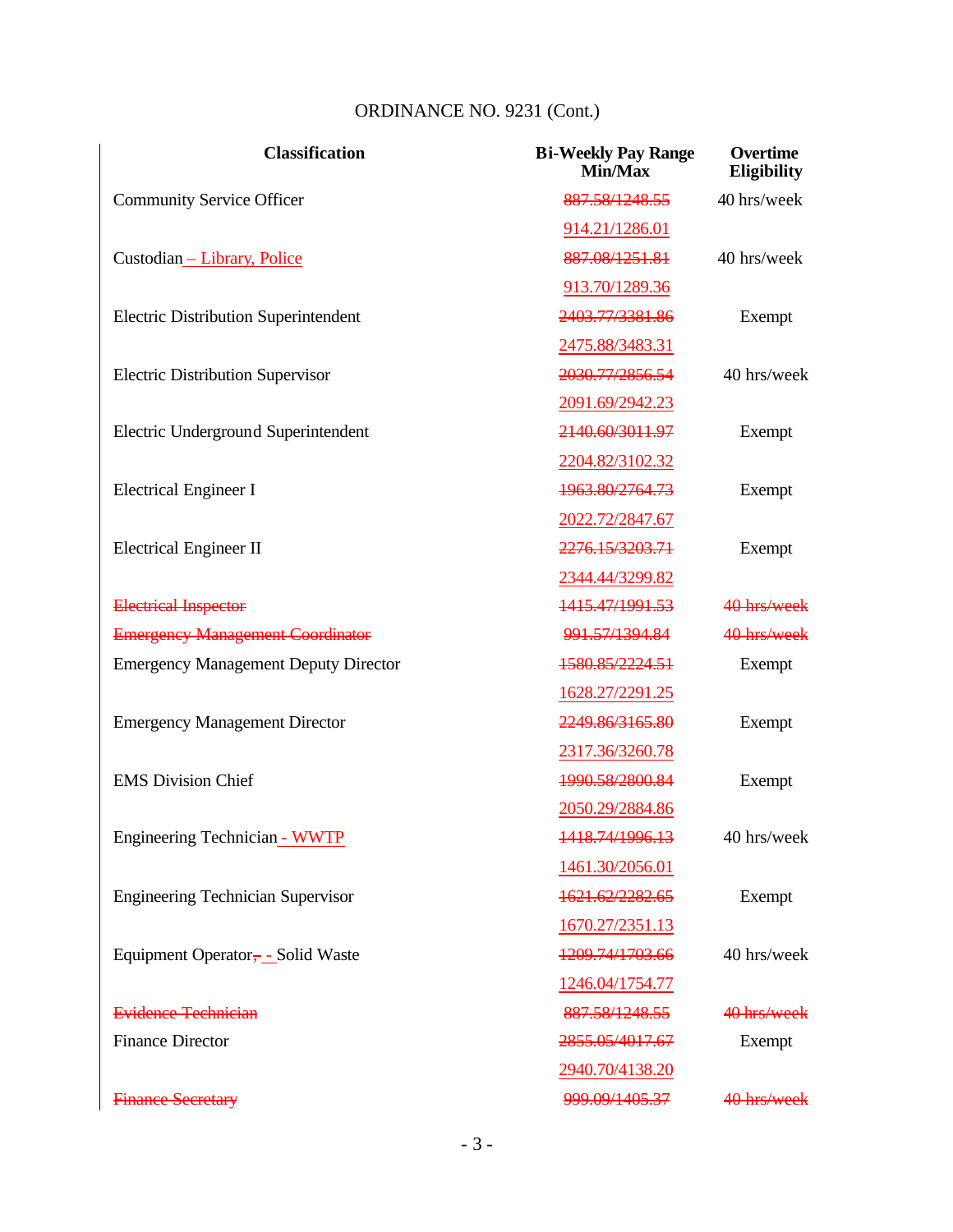ORDINANCE NO. 9231 (Cont.)

| Classification | Bi-Weekly Pay Range Min/Max | Overtime Eligibility |
|---|---|---|
| Community Service Officer | ~~887.58/1248.55~~ | 40 hrs/week |
| | 914.21/1286.01 | |
| Custodian – Library, Police | ~~887.08/1251.81~~ | 40 hrs/week |
| | 913.70/1289.36 | |
| Electric Distribution Superintendent | ~~2403.77/3381.86~~ | Exempt |
| | 2475.88/3483.31 | |
| Electric Distribution Supervisor | ~~2030.77/2856.54~~ | 40 hrs/week |
| | 2091.69/2942.23 | |
| Electric Underground Superintendent | ~~2140.60/3011.97~~ | Exempt |
| | 2204.82/3102.32 | |
| Electrical Engineer I | ~~1963.80/2764.73~~ | Exempt |
| | 2022.72/2847.67 | |
| Electrical Engineer II | ~~2276.15/3203.71~~ | Exempt |
| | 2344.44/3299.82 | |
| ~~Electrical Inspector~~ | ~~1415.47/1991.53~~ | ~~40 hrs/week~~ |
| ~~Emergency Management Coordinator~~ | ~~991.57/1394.84~~ | ~~40 hrs/week~~ |
| Emergency Management Deputy Director | ~~1580.85/2224.51~~ | Exempt |
| | 1628.27/2291.25 | |
| Emergency Management Director | ~~2249.86/3165.80~~ | Exempt |
| | 2317.36/3260.78 | |
| EMS Division Chief | ~~1990.58/2800.84~~ | Exempt |
| | 2050.29/2884.86 | |
| Engineering Technician - WWTP | ~~1418.74/1996.13~~ | 40 hrs/week |
| | 1461.30/2056.01 | |
| Engineering Technician Supervisor | ~~1621.62/2282.65~~ | Exempt |
| | 1670.27/2351.13 | |
| Equipment Operator~~,~~ - Solid Waste | ~~1209.74/1703.66~~ | 40 hrs/week |
| | 1246.04/1754.77 | |
| ~~Evidence Technician~~ | ~~887.58/1248.55~~ | ~~40 hrs/week~~ |
| Finance Director | ~~2855.05/4017.67~~ | Exempt |
| | 2940.70/4138.20 | |
| ~~Finance Secretary~~ | ~~999.09/1405.37~~ | ~~40 hrs/week~~ |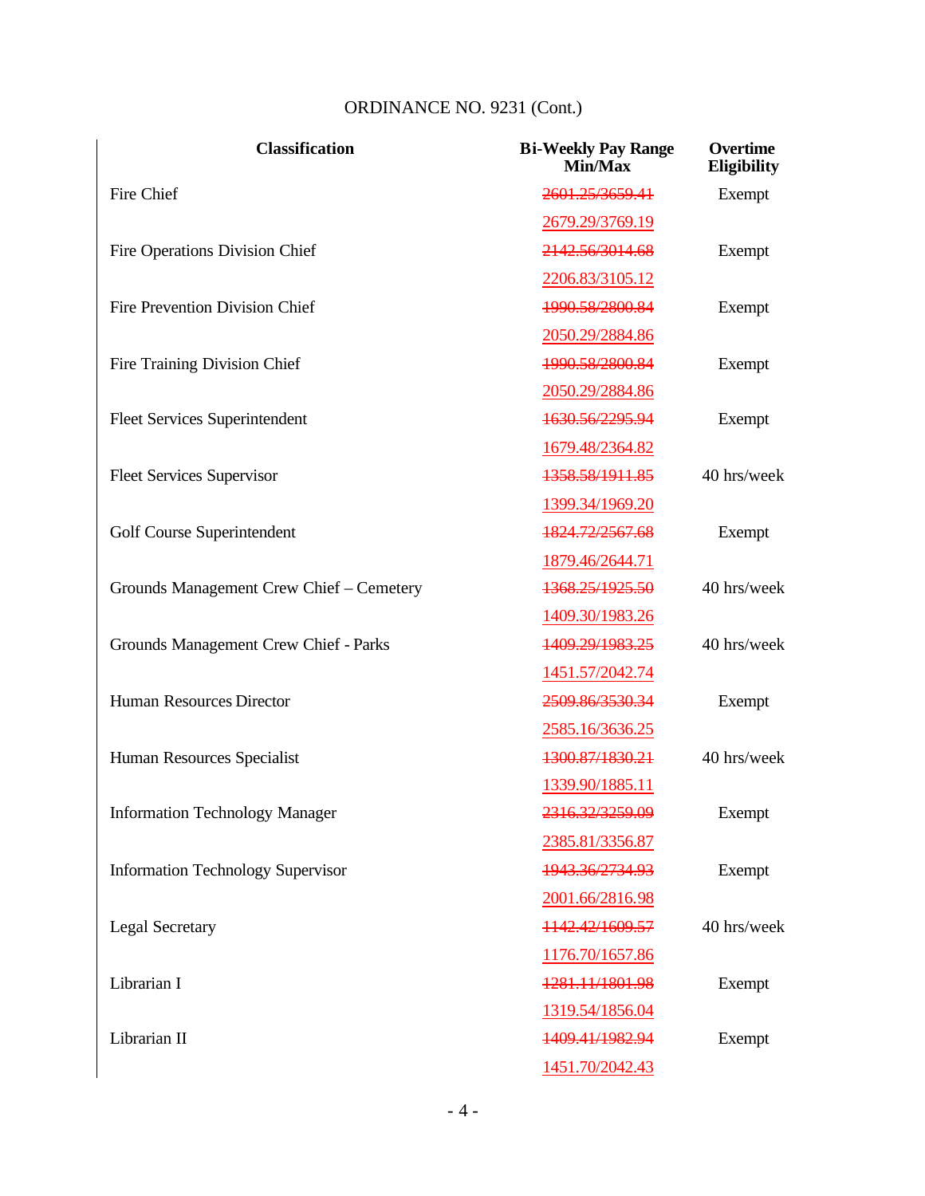ORDINANCE NO. 9231 (Cont.)

| Classification | Bi-Weekly Pay Range Min/Max | Overtime Eligibility |
|---|---|---|
| Fire Chief | ~~2601.25/3659.41~~ | Exempt |
| | 2679.29/3769.19 | |
| Fire Operations Division Chief | ~~2142.56/3014.68~~ | Exempt |
| | 2206.83/3105.12 | |
| Fire Prevention Division Chief | ~~1990.58/2800.84~~ | Exempt |
| | 2050.29/2884.86 | |
| Fire Training Division Chief | ~~1990.58/2800.84~~ | Exempt |
| | 2050.29/2884.86 | |
| Fleet Services Superintendent | ~~1630.56/2295.94~~ | Exempt |
| | 1679.48/2364.82 | |
| Fleet Services Supervisor | ~~1358.58/1911.85~~ | 40 hrs/week |
| | 1399.34/1969.20 | |
| Golf Course Superintendent | ~~1824.72/2567.68~~ | Exempt |
| | 1879.46/2644.71 | |
| Grounds Management Crew Chief – Cemetery | ~~1368.25/1925.50~~ | 40 hrs/week |
| | 1409.30/1983.26 | |
| Grounds Management Crew Chief - Parks | ~~1409.29/1983.25~~ | 40 hrs/week |
| | 1451.57/2042.74 | |
| Human Resources Director | ~~2509.86/3530.34~~ | Exempt |
| | 2585.16/3636.25 | |
| Human Resources Specialist | ~~1300.87/1830.21~~ | 40 hrs/week |
| | 1339.90/1885.11 | |
| Information Technology Manager | ~~2316.32/3259.09~~ | Exempt |
| | 2385.81/3356.87 | |
| Information Technology Supervisor | ~~1943.36/2734.93~~ | Exempt |
| | 2001.66/2816.98 | |
| Legal Secretary | ~~1142.42/1609.57~~ | 40 hrs/week |
| | 1176.70/1657.86 | |
| Librarian I | ~~1281.11/1801.98~~ | Exempt |
| | 1319.54/1856.04 | |
| Librarian II | ~~1409.41/1982.94~~ | Exempt |
| | 1451.70/2042.43 | |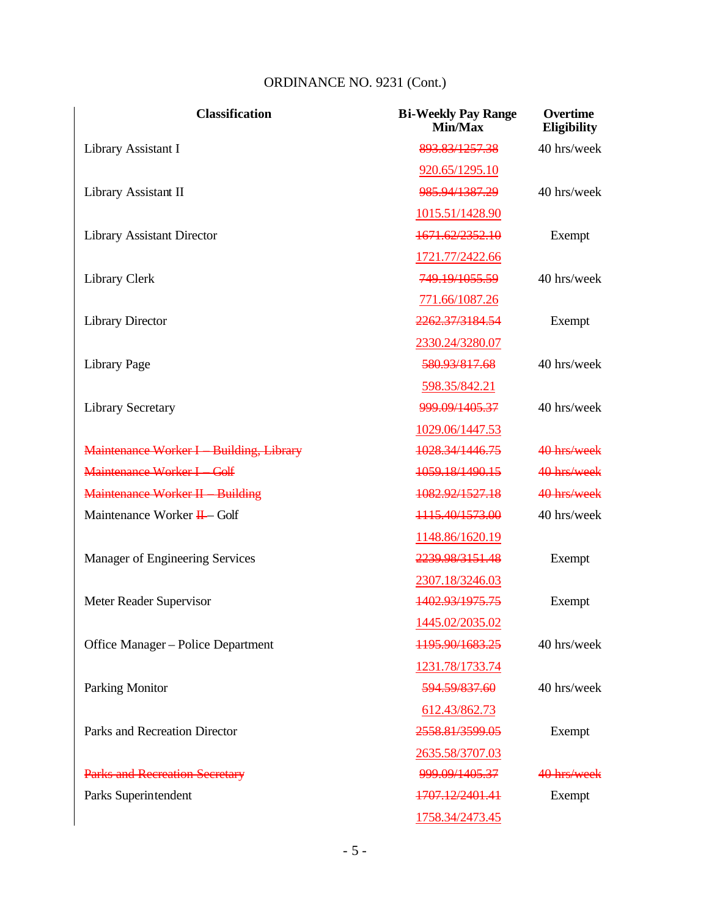ORDINANCE NO. 9231 (Cont.)

| Classification | Bi-Weekly Pay Range Min/Max | Overtime Eligibility |
|---|---|---|
| Library Assistant I | ~~893.83/1257.38~~ | 40 hrs/week |
| | <u>920.65/1295.10</u> | |
| Library Assistant II | ~~985.94/1387.29~~ | 40 hrs/week |
| | <u>1015.51/1428.90</u> | |
| Library Assistant Director | ~~1671.62/2352.10~~ | Exempt |
| | <u>1721.77/2422.66</u> | |
| Library Clerk | ~~749.19/1055.59~~ | 40 hrs/week |
| | <u>771.66/1087.26</u> | |
| Library Director | ~~2262.37/3184.54~~ | Exempt |
| | <u>2330.24/3280.07</u> | |
| Library Page | ~~580.93/817.68~~ | 40 hrs/week |
| | <u>598.35/842.21</u> | |
| Library Secretary | ~~999.09/1405.37~~ | 40 hrs/week |
| | <u>1029.06/1447.53</u> | |
| ~~Maintenance Worker I – Building, Library~~ | ~~1028.34/1446.75~~ | ~~40 hrs/week~~ |
| ~~Maintenance Worker I – Golf~~ | ~~1059.18/1490.15~~ | ~~40 hrs/week~~ |
| ~~Maintenance Worker II – Building~~ | ~~1082.92/1527.18~~ | ~~40 hrs/week~~ |
| Maintenance Worker ~~II~~ – Golf | ~~1115.40/1573.00~~ | 40 hrs/week |
| | <u>1148.86/1620.19</u> | |
| Manager of Engineering Services | ~~2239.98/3151.48~~ | Exempt |
| | <u>2307.18/3246.03</u> | |
| Meter Reader Supervisor | ~~1402.93/1975.75~~ | Exempt |
| | <u>1445.02/2035.02</u> | |
| Office Manager – Police Department | ~~1195.90/1683.25~~ | 40 hrs/week |
| | <u>1231.78/1733.74</u> | |
| Parking Monitor | ~~594.59/837.60~~ | 40 hrs/week |
| | <u>612.43/862.73</u> | |
| Parks and Recreation Director | ~~2558.81/3599.05~~ | Exempt |
| | <u>2635.58/3707.03</u> | |
| ~~Parks and Recreation Secretary~~ | ~~999.09/1405.37~~ | ~~40 hrs/week~~ |
| Parks Superintendent | ~~1707.12/2401.41~~ | Exempt |
| | <u>1758.34/2473.45</u> | |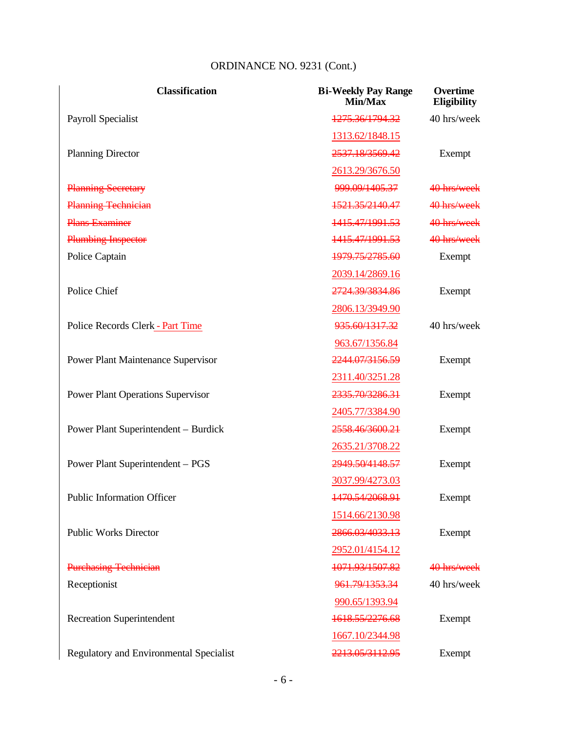ORDINANCE NO. 9231 (Cont.)

| Classification | Bi-Weekly Pay Range Min/Max | Overtime Eligibility |
|---|---|---|
| Payroll Specialist | ~~1275.36/1794.32~~ | 40 hrs/week |
| | 1313.62/1848.15 | |
| Planning Director | ~~2537.18/3569.42~~ | Exempt |
| | 2613.29/3676.50 | |
| ~~Planning Secretary~~ | ~~999.09/1405.37~~ | ~~40 hrs/week~~ |
| ~~Planning Technician~~ | ~~1521.35/2140.47~~ | ~~40 hrs/week~~ |
| ~~Plans Examiner~~ | ~~1415.47/1991.53~~ | ~~40 hrs/week~~ |
| ~~Plumbing Inspector~~ | ~~1415.47/1991.53~~ | ~~40 hrs/week~~ |
| Police Captain | ~~1979.75/2785.60~~ | Exempt |
| | 2039.14/2869.16 | |
| Police Chief | ~~2724.39/3834.86~~ | Exempt |
| | 2806.13/3949.90 | |
| Police Records Clerk - Part Time | ~~935.60/1317.32~~ | 40 hrs/week |
| | 963.67/1356.84 | |
| Power Plant Maintenance Supervisor | ~~2244.07/3156.59~~ | Exempt |
| | 2311.40/3251.28 | |
| Power Plant Operations Supervisor | ~~2335.70/3286.31~~ | Exempt |
| | 2405.77/3384.90 | |
| Power Plant Superintendent – Burdick | ~~2558.46/3600.21~~ | Exempt |
| | 2635.21/3708.22 | |
| Power Plant Superintendent – PGS | ~~2949.50/4148.57~~ | Exempt |
| | 3037.99/4273.03 | |
| Public Information Officer | ~~1470.54/2068.91~~ | Exempt |
| | 1514.66/2130.98 | |
| Public Works Director | ~~2866.03/4033.13~~ | Exempt |
| | 2952.01/4154.12 | |
| ~~Purchasing Technician~~ | ~~1071.93/1507.82~~ | ~~40 hrs/week~~ |
| Receptionist | ~~961.79/1353.34~~ | 40 hrs/week |
| | 990.65/1393.94 | |
| Recreation Superintendent | ~~1618.55/2276.68~~ | Exempt |
| | 1667.10/2344.98 | |
| Regulatory and Environmental Specialist | ~~2213.05/3112.95~~ | Exempt |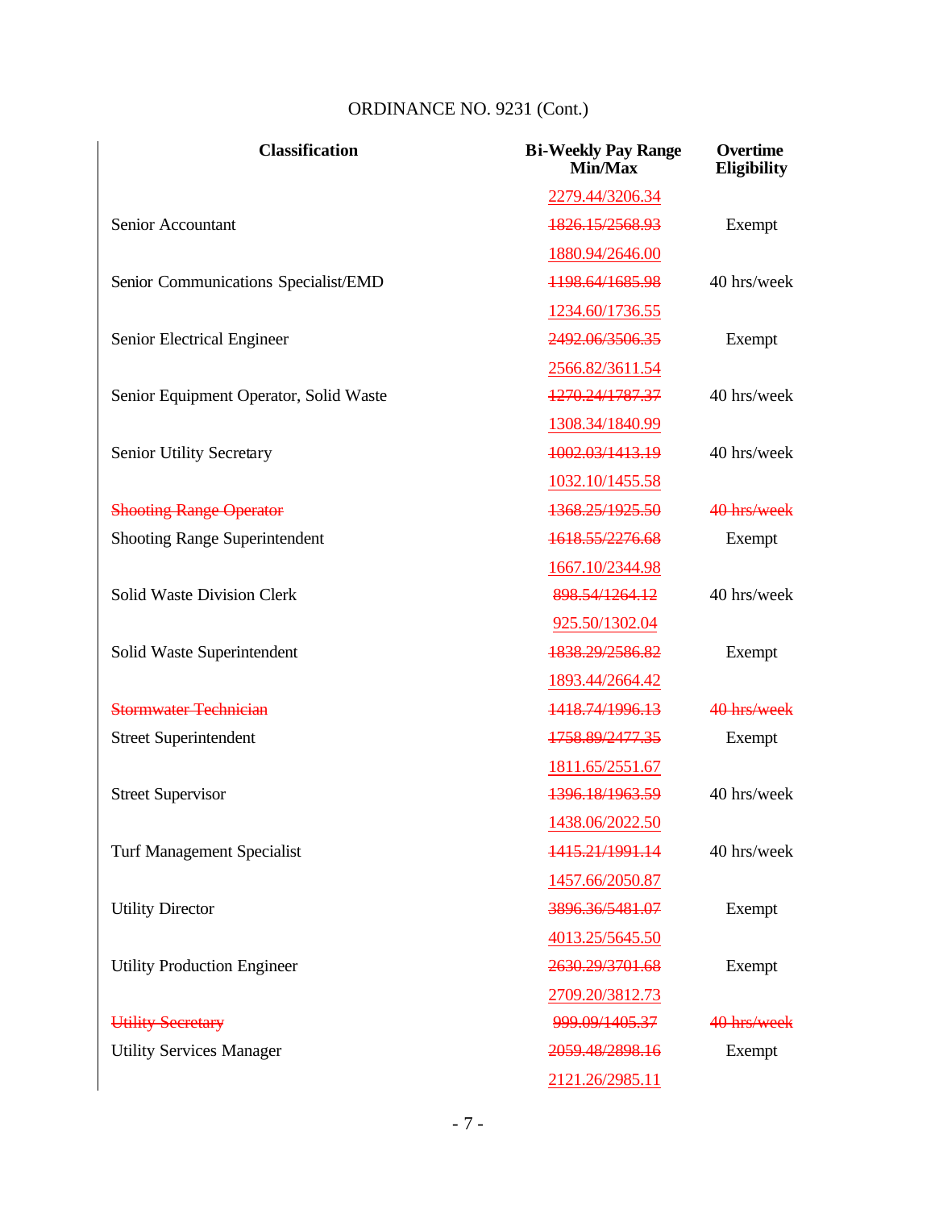ORDINANCE NO. 9231 (Cont.)

| Classification | Bi-Weekly Pay Range Min/Max | Overtime Eligibility |
|---|---|---|
| | 2279.44/3206.34 | |
| Senior Accountant | ~~1826.15/2568.93~~ | Exempt |
| | 1880.94/2646.00 | |
| Senior Communications Specialist/EMD | ~~1198.64/1685.98~~ | 40 hrs/week |
| | 1234.60/1736.55 | |
| Senior Electrical Engineer | ~~2492.06/3506.35~~ | Exempt |
| | 2566.82/3611.54 | |
| Senior Equipment Operator, Solid Waste | ~~1270.24/1787.37~~ | 40 hrs/week |
| | 1308.34/1840.99 | |
| Senior Utility Secretary | ~~1002.03/1413.19~~ | 40 hrs/week |
| | 1032.10/1455.58 | |
| ~~Shooting Range Operator~~ | ~~1368.25/1925.50~~ | ~~40 hrs/week~~ |
| Shooting Range Superintendent | ~~1618.55/2276.68~~ | Exempt |
| | 1667.10/2344.98 | |
| Solid Waste Division Clerk | ~~898.54/1264.12~~ | 40 hrs/week |
| | 925.50/1302.04 | |
| Solid Waste Superintendent | ~~1838.29/2586.82~~ | Exempt |
| | 1893.44/2664.42 | |
| ~~Stormwater Technician~~ | ~~1418.74/1996.13~~ | ~~40 hrs/week~~ |
| Street Superintendent | ~~1758.89/2477.35~~ | Exempt |
| | 1811.65/2551.67 | |
| Street Supervisor | ~~1396.18/1963.59~~ | 40 hrs/week |
| | 1438.06/2022.50 | |
| Turf Management Specialist | ~~1415.21/1991.14~~ | 40 hrs/week |
| | 1457.66/2050.87 | |
| Utility Director | ~~3896.36/5481.07~~ | Exempt |
| | 4013.25/5645.50 | |
| Utility Production Engineer | ~~2630.29/3701.68~~ | Exempt |
| | 2709.20/3812.73 | |
| ~~Utility Secretary~~ | ~~999.09/1405.37~~ | ~~40 hrs/week~~ |
| Utility Services Manager | ~~2059.48/2898.16~~ | Exempt |
| | 2121.26/2985.11 | |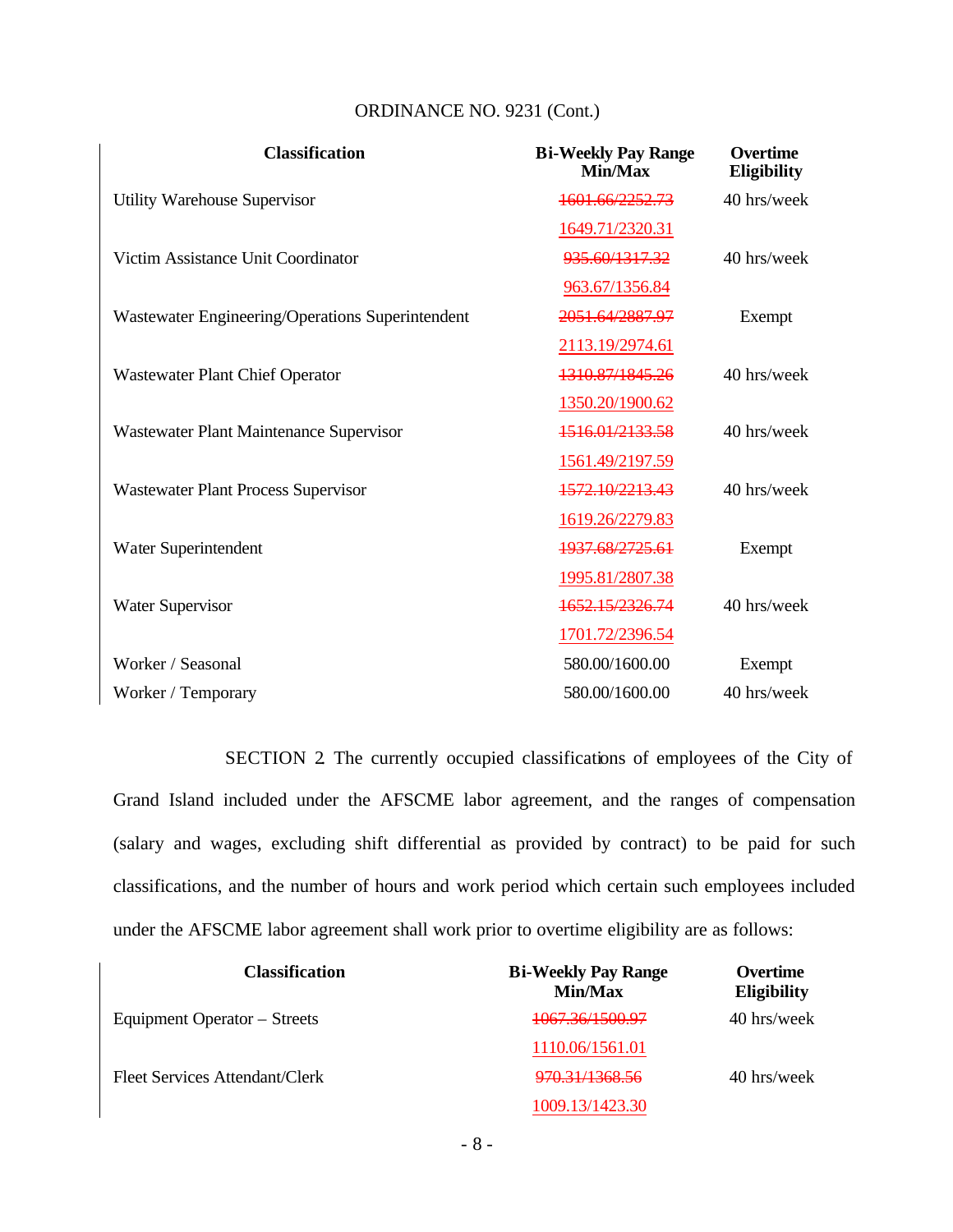ORDINANCE NO. 9231 (Cont.)

| Classification | Bi-Weekly Pay Range Min/Max | Overtime Eligibility |
|---|---|---|
| Utility Warehouse Supervisor | ~~1601.66/2252.73~~ 1649.71/2320.31 | 40 hrs/week |
| Victim Assistance Unit Coordinator | ~~935.60/1317.32~~ 963.67/1356.84 | 40 hrs/week |
| Wastewater Engineering/Operations Superintendent | ~~2051.64/2887.97~~ 2113.19/2974.61 | Exempt |
| Wastewater Plant Chief Operator | ~~1310.87/1845.26~~ 1350.20/1900.62 | 40 hrs/week |
| Wastewater Plant Maintenance Supervisor | ~~1516.01/2133.58~~ 1561.49/2197.59 | 40 hrs/week |
| Wastewater Plant Process Supervisor | ~~1572.10/2213.43~~ 1619.26/2279.83 | 40 hrs/week |
| Water Superintendent | ~~1937.68/2725.61~~ 1995.81/2807.38 | Exempt |
| Water Supervisor | ~~1652.15/2326.74~~ 1701.72/2396.54 | 40 hrs/week |
| Worker / Seasonal | 580.00/1600.00 | Exempt |
| Worker / Temporary | 580.00/1600.00 | 40 hrs/week |

SECTION 2. The currently occupied classifications of employees of the City of Grand Island included under the AFSCME labor agreement, and the ranges of compensation (salary and wages, excluding shift differential as provided by contract) to be paid for such classifications, and the number of hours and work period which certain such employees included under the AFSCME labor agreement shall work prior to overtime eligibility are as follows:

| Classification | Bi-Weekly Pay Range Min/Max | Overtime Eligibility |
|---|---|---|
| Equipment Operator – Streets | ~~1067.36/1500.97~~ 1110.06/1561.01 | 40 hrs/week |
| Fleet Services Attendant/Clerk | ~~970.31/1368.56~~ 1009.13/1423.30 | 40 hrs/week |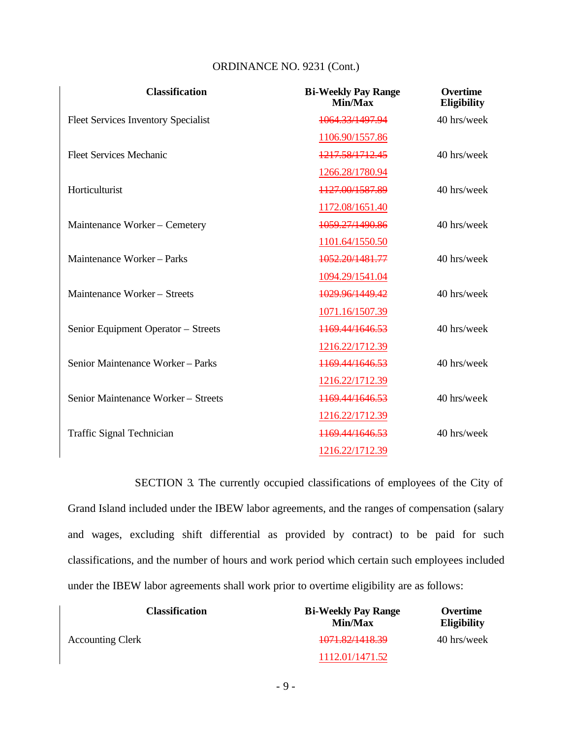ORDINANCE NO. 9231 (Cont.)

| Classification | Bi-Weekly Pay Range Min/Max | Overtime Eligibility |
|---|---|---|
| Fleet Services Inventory Specialist | ~~1064.33/1497.94~~ | 40 hrs/week |
| | 1106.90/1557.86 | |
| Fleet Services Mechanic | ~~1217.58/1712.45~~ | 40 hrs/week |
| | 1266.28/1780.94 | |
| Horticulturist | ~~1127.00/1587.89~~ | 40 hrs/week |
| | 1172.08/1651.40 | |
| Maintenance Worker – Cemetery | ~~1059.27/1490.86~~ | 40 hrs/week |
| | 1101.64/1550.50 | |
| Maintenance Worker – Parks | ~~1052.20/1481.77~~ | 40 hrs/week |
| | 1094.29/1541.04 | |
| Maintenance Worker – Streets | ~~1029.96/1449.42~~ | 40 hrs/week |
| | 1071.16/1507.39 | |
| Senior Equipment Operator – Streets | ~~1169.44/1646.53~~ | 40 hrs/week |
| | 1216.22/1712.39 | |
| Senior Maintenance Worker – Parks | ~~1169.44/1646.53~~ | 40 hrs/week |
| | 1216.22/1712.39 | |
| Senior Maintenance Worker – Streets | ~~1169.44/1646.53~~ | 40 hrs/week |
| | 1216.22/1712.39 | |
| Traffic Signal Technician | ~~1169.44/1646.53~~ | 40 hrs/week |
| | 1216.22/1712.39 | |

SECTION 3. The currently occupied classifications of employees of the City of Grand Island included under the IBEW labor agreements, and the ranges of compensation (salary and wages, excluding shift differential as provided by contract) to be paid for such classifications, and the number of hours and work period which certain such employees included under the IBEW labor agreements shall work prior to overtime eligibility are as follows:

| Classification | Bi-Weekly Pay Range Min/Max | Overtime Eligibility |
|---|---|---|
| Accounting Clerk | ~~1071.82/1418.39~~ | 40 hrs/week |
| | 1112.01/1471.52 | |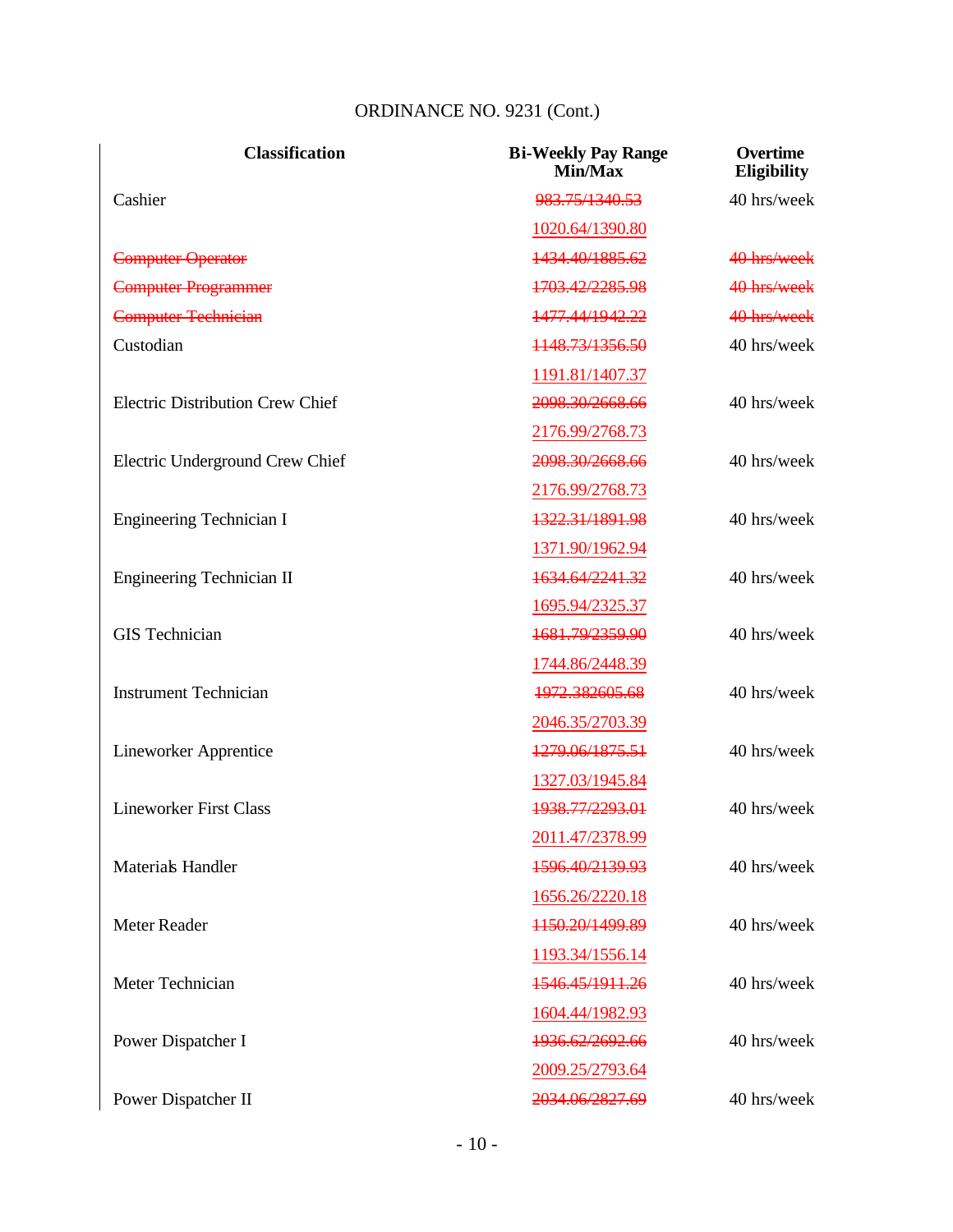ORDINANCE NO. 9231 (Cont.)

| Classification | Bi-Weekly Pay Range Min/Max | Overtime Eligibility |
|---|---|---|
| Cashier | ~~983.75/1340.53~~ | 40 hrs/week |
| | 1020.64/1390.80 | |
| ~~Computer Operator~~ | ~~1434.40/1885.62~~ | ~~40 hrs/week~~ |
| ~~Computer Programmer~~ | ~~1703.42/2285.98~~ | ~~40 hrs/week~~ |
| ~~Computer Technician~~ | ~~1477.44/1942.22~~ | ~~40 hrs/week~~ |
| Custodian | ~~1148.73/1356.50~~ | 40 hrs/week |
| | 1191.81/1407.37 | |
| Electric Distribution Crew Chief | ~~2098.30/2668.66~~ | 40 hrs/week |
| | 2176.99/2768.73 | |
| Electric Underground Crew Chief | ~~2098.30/2668.66~~ | 40 hrs/week |
| | 2176.99/2768.73 | |
| Engineering Technician I | ~~1322.31/1891.98~~ | 40 hrs/week |
| | 1371.90/1962.94 | |
| Engineering Technician II | ~~1634.64/2241.32~~ | 40 hrs/week |
| | 1695.94/2325.37 | |
| GIS Technician | ~~1681.79/2359.90~~ | 40 hrs/week |
| | 1744.86/2448.39 | |
| Instrument Technician | ~~1972.382605.68~~ | 40 hrs/week |
| | 2046.35/2703.39 | |
| Lineworker Apprentice | ~~1279.06/1875.51~~ | 40 hrs/week |
| | 1327.03/1945.84 | |
| Lineworker First Class | ~~1938.77/2293.01~~ | 40 hrs/week |
| | 2011.47/2378.99 | |
| Materials Handler | ~~1596.40/2139.93~~ | 40 hrs/week |
| | 1656.26/2220.18 | |
| Meter Reader | ~~1150.20/1499.89~~ | 40 hrs/week |
| | 1193.34/1556.14 | |
| Meter Technician | ~~1546.45/1911.26~~ | 40 hrs/week |
| | 1604.44/1982.93 | |
| Power Dispatcher I | ~~1936.62/2692.66~~ | 40 hrs/week |
| | 2009.25/2793.64 | |
| Power Dispatcher II | ~~2034.06/2827.69~~ | 40 hrs/week |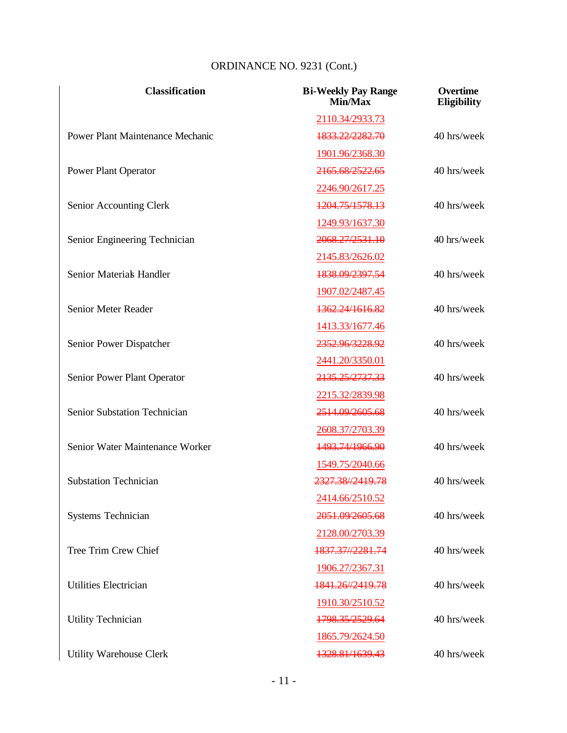ORDINANCE NO. 9231 (Cont.)

| Classification | Bi-Weekly Pay Range Min/Max | Overtime Eligibility |
|---|---|---|
| | 2110.34/2933.73 | |
| Power Plant Maintenance Mechanic | ~~1833.22/2282.70~~ | 40 hrs/week |
| | 1901.96/2368.30 | |
| Power Plant Operator | ~~2165.68/2522.65~~ | 40 hrs/week |
| | 2246.90/2617.25 | |
| Senior Accounting Clerk | ~~1204.75/1578.13~~ | 40 hrs/week |
| | 1249.93/1637.30 | |
| Senior Engineering Technician | ~~2068.27/2531.10~~ | 40 hrs/week |
| | 2145.83/2626.02 | |
| Senior Materials Handler | ~~1838.09/2397.54~~ | 40 hrs/week |
| | 1907.02/2487.45 | |
| Senior Meter Reader | ~~1362.24/1616.82~~ | 40 hrs/week |
| | 1413.33/1677.46 | |
| Senior Power Dispatcher | ~~2352.96/3228.92~~ | 40 hrs/week |
| | 2441.20/3350.01 | |
| Senior Power Plant Operator | ~~2135.25/2737.33~~ | 40 hrs/week |
| | 2215.32/2839.98 | |
| Senior Substation Technician | ~~2514.09/2605.68~~ | 40 hrs/week |
| | 2608.37/2703.39 | |
| Senior Water Maintenance Worker | ~~1493.74/1966.90~~ | 40 hrs/week |
| | 1549.75/2040.66 | |
| Substation Technician | ~~2327.38//2419.78~~ | 40 hrs/week |
| | 2414.66/2510.52 | |
| Systems Technician | ~~2051.09/2605.68~~ | 40 hrs/week |
| | 2128.00/2703.39 | |
| Tree Trim Crew Chief | ~~1837.37//2281.74~~ | 40 hrs/week |
| | 1906.27/2367.31 | |
| Utilities Electrician | ~~1841.26//2419.78~~ | 40 hrs/week |
| | 1910.30/2510.52 | |
| Utility Technician | ~~1798.35/2529.64~~ | 40 hrs/week |
| | 1865.79/2624.50 | |
| Utility Warehouse Clerk | ~~1328.81/1639.43~~ | 40 hrs/week |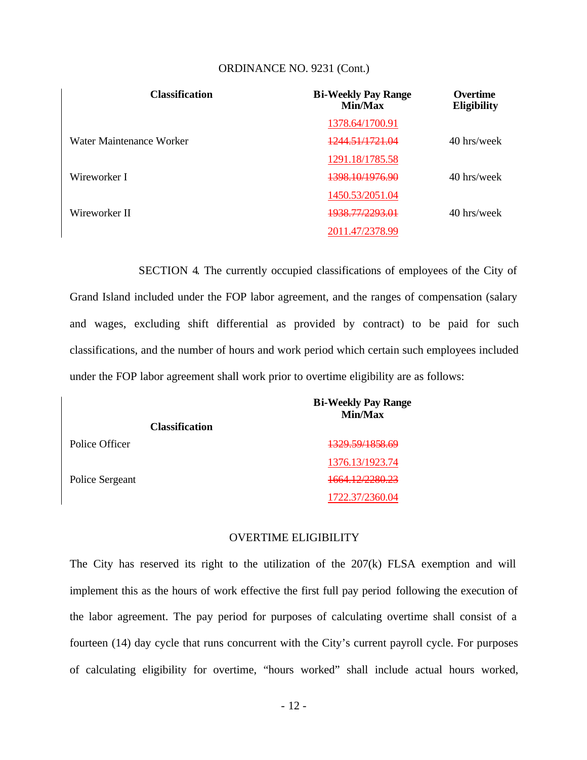ORDINANCE NO. 9231 (Cont.)

| Classification | Bi-Weekly Pay Range Min/Max | Overtime Eligibility |
|---|---|---|
| | 1378.64/1700.91 | |
| Water Maintenance Worker | ~~1244.51/1721.04~~ | 40 hrs/week |
| | 1291.18/1785.58 | |
| Wireworker I | ~~1398.10/1976.90~~ | 40 hrs/week |
| | 1450.53/2051.04 | |
| Wireworker II | ~~1938.77/2293.01~~ | 40 hrs/week |
| | 2011.47/2378.99 | |

SECTION 4. The currently occupied classifications of employees of the City of Grand Island included under the FOP labor agreement, and the ranges of compensation (salary and wages, excluding shift differential as provided by contract) to be paid for such classifications, and the number of hours and work period which certain such employees included under the FOP labor agreement shall work prior to overtime eligibility are as follows:

| Classification | Bi-Weekly Pay Range Min/Max |
|---|---|
| Police Officer | ~~1329.59/1858.69~~ |
| | 1376.13/1923.74 |
| Police Sergeant | ~~1664.12/2280.23~~ |
| | 1722.37/2360.04 |

OVERTIME ELIGIBILITY

The City has reserved its right to the utilization of the 207(k) FLSA exemption and will implement this as the hours of work effective the first full pay period following the execution of the labor agreement. The pay period for purposes of calculating overtime shall consist of a fourteen (14) day cycle that runs concurrent with the City's current payroll cycle. For purposes of calculating eligibility for overtime, "hours worked" shall include actual hours worked,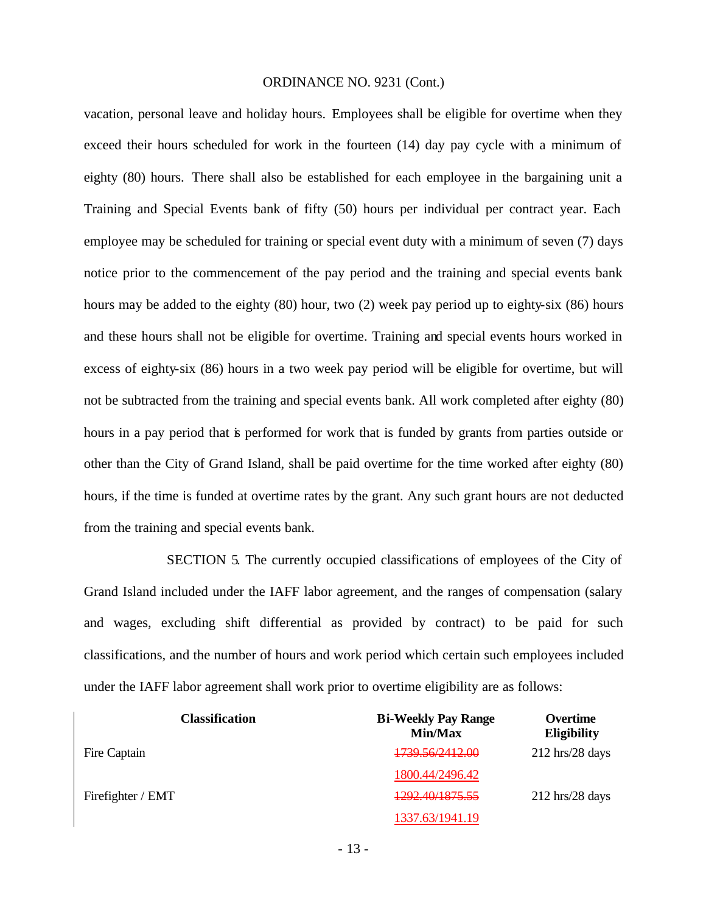vacation, personal leave and holiday hours. Employees shall be eligible for overtime when they exceed their hours scheduled for work in the fourteen (14) day pay cycle with a minimum of eighty (80) hours. There shall also be established for each employee in the bargaining unit a Training and Special Events bank of fifty (50) hours per individual per contract year. Each employee may be scheduled for training or special event duty with a minimum of seven (7) days notice prior to the commencement of the pay period and the training and special events bank hours may be added to the eighty (80) hour, two (2) week pay period up to eighty-six (86) hours and these hours shall not be eligible for overtime. Training and special events hours worked in excess of eighty-six (86) hours in a two week pay period will be eligible for overtime, but will not be subtracted from the training and special events bank. All work completed after eighty (80) hours in a pay period that is performed for work that is funded by grants from parties outside or other than the City of Grand Island, shall be paid overtime for the time worked after eighty (80) hours, if the time is funded at overtime rates by the grant. Any such grant hours are not deducted from the training and special events bank.

SECTION 5. The currently occupied classifications of employees of the City of Grand Island included under the IAFF labor agreement, and the ranges of compensation (salary and wages, excluding shift differential as provided by contract) to be paid for such classifications, and the number of hours and work period which certain such employees included under the IAFF labor agreement shall work prior to overtime eligibility are as follows:

| Classification | Bi-Weekly Pay Range Min/Max | Overtime Eligibility |
|---|---|---|
| Fire Captain | ~~1739.56/2412.00~~ | 212 hrs/28 days |
| | 1800.44/2496.42 | |
| Firefighter / EMT | ~~1292.40/1875.55~~ | 212 hrs/28 days |
| | 1337.63/1941.19 | |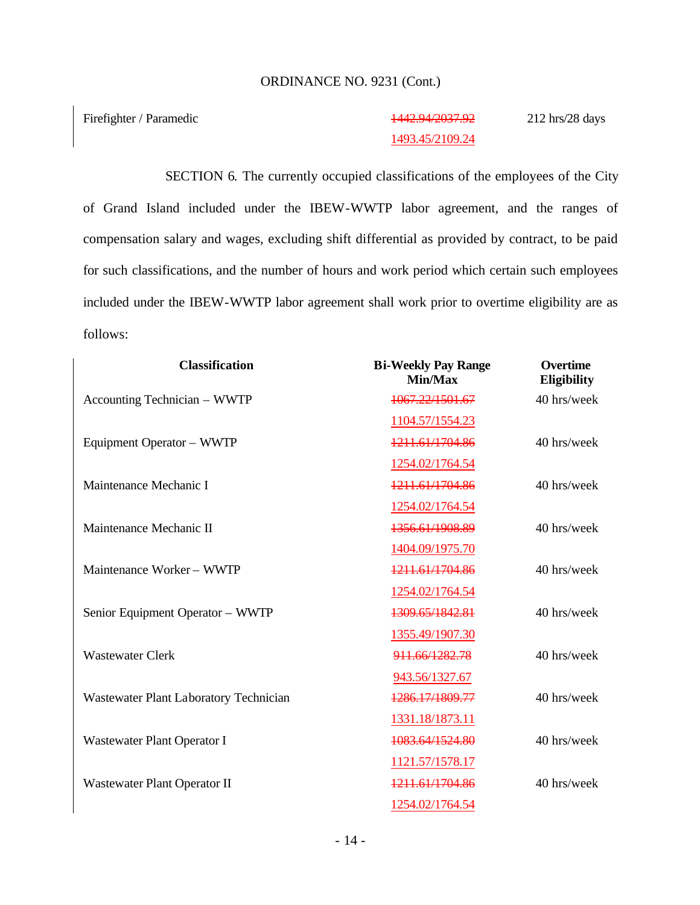ORDINANCE NO. 9231 (Cont.)

| | | |
|---|---|---|
| Firefighter / Paramedic | ~~1442.94/2037.92~~ 1493.45/2109.24 | 212 hrs/28 days |

SECTION 6. The currently occupied classifications of the employees of the City of Grand Island included under the IBEW-WWTP labor agreement, and the ranges of compensation salary and wages, excluding shift differential as provided by contract, to be paid for such classifications, and the number of hours and work period which certain such employees included under the IBEW-WWTP labor agreement shall work prior to overtime eligibility are as follows:

| Classification | Bi-Weekly Pay Range Min/Max | Overtime Eligibility |
|---|---|---|
| Accounting Technician – WWTP | ~~1067.22/1501.67~~ 1104.57/1554.23 | 40 hrs/week |
| Equipment Operator – WWTP | ~~1211.61/1704.86~~ 1254.02/1764.54 | 40 hrs/week |
| Maintenance Mechanic I | ~~1211.61/1704.86~~ 1254.02/1764.54 | 40 hrs/week |
| Maintenance Mechanic II | ~~1356.61/1908.89~~ 1404.09/1975.70 | 40 hrs/week |
| Maintenance Worker – WWTP | ~~1211.61/1704.86~~ 1254.02/1764.54 | 40 hrs/week |
| Senior Equipment Operator – WWTP | ~~1309.65/1842.81~~ 1355.49/1907.30 | 40 hrs/week |
| Wastewater Clerk | ~~911.66/1282.78~~ 943.56/1327.67 | 40 hrs/week |
| Wastewater Plant Laboratory Technician | ~~1286.17/1809.77~~ 1331.18/1873.11 | 40 hrs/week |
| Wastewater Plant Operator I | ~~1083.64/1524.80~~ 1121.57/1578.17 | 40 hrs/week |
| Wastewater Plant Operator II | ~~1211.61/1704.86~~ 1254.02/1764.54 | 40 hrs/week |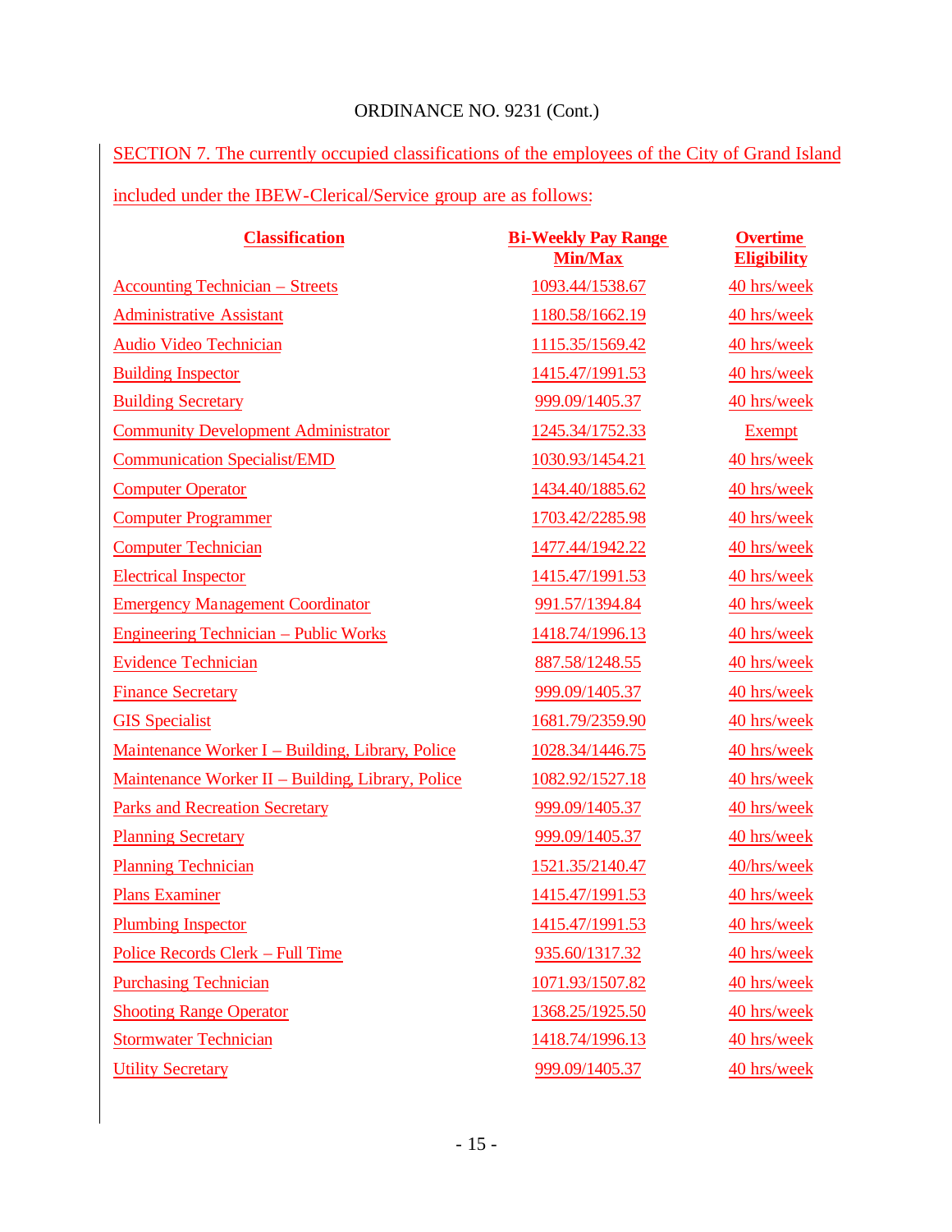ORDINANCE NO. 9231 (Cont.)

SECTION 7. The currently occupied classifications of the employees of the City of Grand Island included under the IBEW-Clerical/Service group are as follows:

| Classification | Bi-Weekly Pay Range Min/Max | Overtime Eligibility |
|---|---|---|
| Accounting Technician – Streets | 1093.44/1538.67 | 40 hrs/week |
| Administrative Assistant | 1180.58/1662.19 | 40 hrs/week |
| Audio Video Technician | 1115.35/1569.42 | 40 hrs/week |
| Building Inspector | 1415.47/1991.53 | 40 hrs/week |
| Building Secretary | 999.09/1405.37 | 40 hrs/week |
| Community Development Administrator | 1245.34/1752.33 | Exempt |
| Communication Specialist/EMD | 1030.93/1454.21 | 40 hrs/week |
| Computer Operator | 1434.40/1885.62 | 40 hrs/week |
| Computer Programmer | 1703.42/2285.98 | 40 hrs/week |
| Computer Technician | 1477.44/1942.22 | 40 hrs/week |
| Electrical Inspector | 1415.47/1991.53 | 40 hrs/week |
| Emergency Management Coordinator | 991.57/1394.84 | 40 hrs/week |
| Engineering Technician – Public Works | 1418.74/1996.13 | 40 hrs/week |
| Evidence Technician | 887.58/1248.55 | 40 hrs/week |
| Finance Secretary | 999.09/1405.37 | 40 hrs/week |
| GIS Specialist | 1681.79/2359.90 | 40 hrs/week |
| Maintenance Worker I – Building, Library, Police | 1028.34/1446.75 | 40 hrs/week |
| Maintenance Worker II – Building, Library, Police | 1082.92/1527.18 | 40 hrs/week |
| Parks and Recreation Secretary | 999.09/1405.37 | 40 hrs/week |
| Planning Secretary | 999.09/1405.37 | 40 hrs/week |
| Planning Technician | 1521.35/2140.47 | 40/hrs/week |
| Plans Examiner | 1415.47/1991.53 | 40 hrs/week |
| Plumbing Inspector | 1415.47/1991.53 | 40 hrs/week |
| Police Records Clerk – Full Time | 935.60/1317.32 | 40 hrs/week |
| Purchasing Technician | 1071.93/1507.82 | 40 hrs/week |
| Shooting Range Operator | 1368.25/1925.50 | 40 hrs/week |
| Stormwater Technician | 1418.74/1996.13 | 40 hrs/week |
| Utility Secretary | 999.09/1405.37 | 40 hrs/week |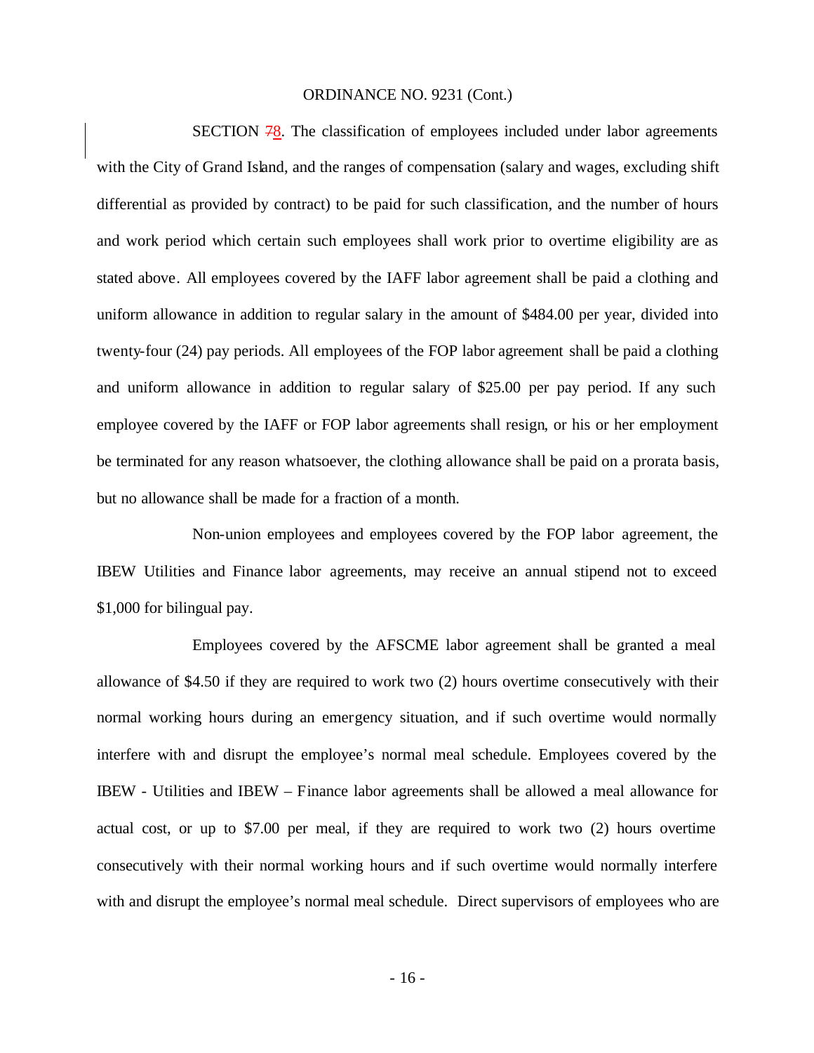ORDINANCE NO. 9231 (Cont.)

SECTION ~~7~~8. The classification of employees included under labor agreements with the City of Grand Island, and the ranges of compensation (salary and wages, excluding shift differential as provided by contract) to be paid for such classification, and the number of hours and work period which certain such employees shall work prior to overtime eligibility are as stated above. All employees covered by the IAFF labor agreement shall be paid a clothing and uniform allowance in addition to regular salary in the amount of $484.00 per year, divided into twenty-four (24) pay periods. All employees of the FOP labor agreement shall be paid a clothing and uniform allowance in addition to regular salary of $25.00 per pay period. If any such employee covered by the IAFF or FOP labor agreements shall resign, or his or her employment be terminated for any reason whatsoever, the clothing allowance shall be paid on a prorata basis, but no allowance shall be made for a fraction of a month.

Non-union employees and employees covered by the FOP labor agreement, the IBEW Utilities and Finance labor agreements, may receive an annual stipend not to exceed $1,000 for bilingual pay.

Employees covered by the AFSCME labor agreement shall be granted a meal allowance of $4.50 if they are required to work two (2) hours overtime consecutively with their normal working hours during an emergency situation, and if such overtime would normally interfere with and disrupt the employee's normal meal schedule. Employees covered by the IBEW - Utilities and IBEW – Finance labor agreements shall be allowed a meal allowance for actual cost, or up to $7.00 per meal, if they are required to work two (2) hours overtime consecutively with their normal working hours and if such overtime would normally interfere with and disrupt the employee's normal meal schedule. Direct supervisors of employees who are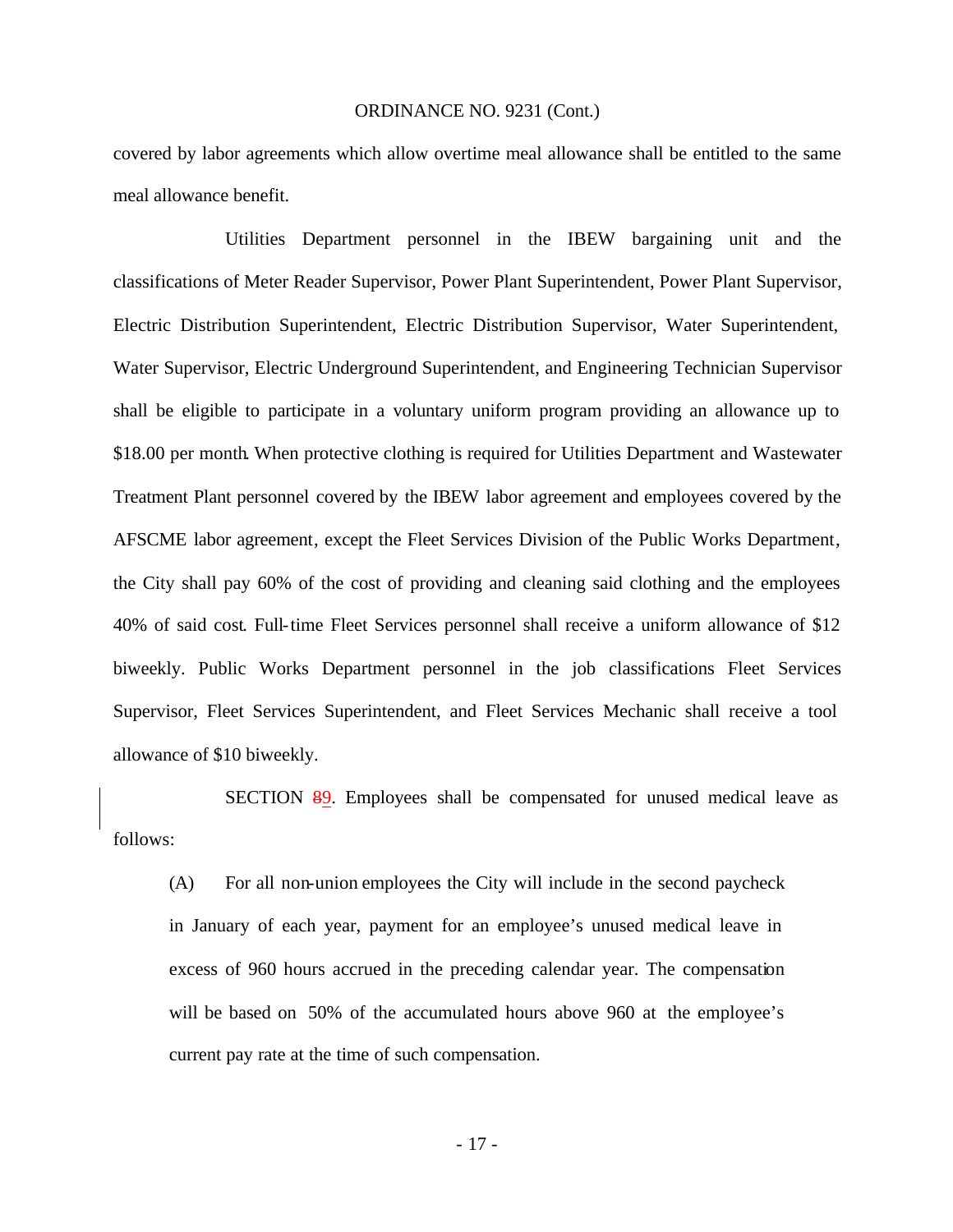covered by labor agreements which allow overtime meal allowance shall be entitled to the same meal allowance benefit.

Utilities Department personnel in the IBEW bargaining unit and the classifications of Meter Reader Supervisor, Power Plant Superintendent, Power Plant Supervisor, Electric Distribution Superintendent, Electric Distribution Supervisor, Water Superintendent, Water Supervisor, Electric Underground Superintendent, and Engineering Technician Supervisor shall be eligible to participate in a voluntary uniform program providing an allowance up to $18.00 per month. When protective clothing is required for Utilities Department and Wastewater Treatment Plant personnel covered by the IBEW labor agreement and employees covered by the AFSCME labor agreement, except the Fleet Services Division of the Public Works Department, the City shall pay 60% of the cost of providing and cleaning said clothing and the employees 40% of said cost. Full-time Fleet Services personnel shall receive a uniform allowance of $12 biweekly. Public Works Department personnel in the job classifications Fleet Services Supervisor, Fleet Services Superintendent, and Fleet Services Mechanic shall receive a tool allowance of $10 biweekly.

SECTION ~~8~~9. Employees shall be compensated for unused medical leave as follows:

(A) For all non-union employees the City will include in the second paycheck in January of each year, payment for an employee's unused medical leave in excess of 960 hours accrued in the preceding calendar year. The compensation will be based on 50% of the accumulated hours above 960 at the employee's current pay rate at the time of such compensation.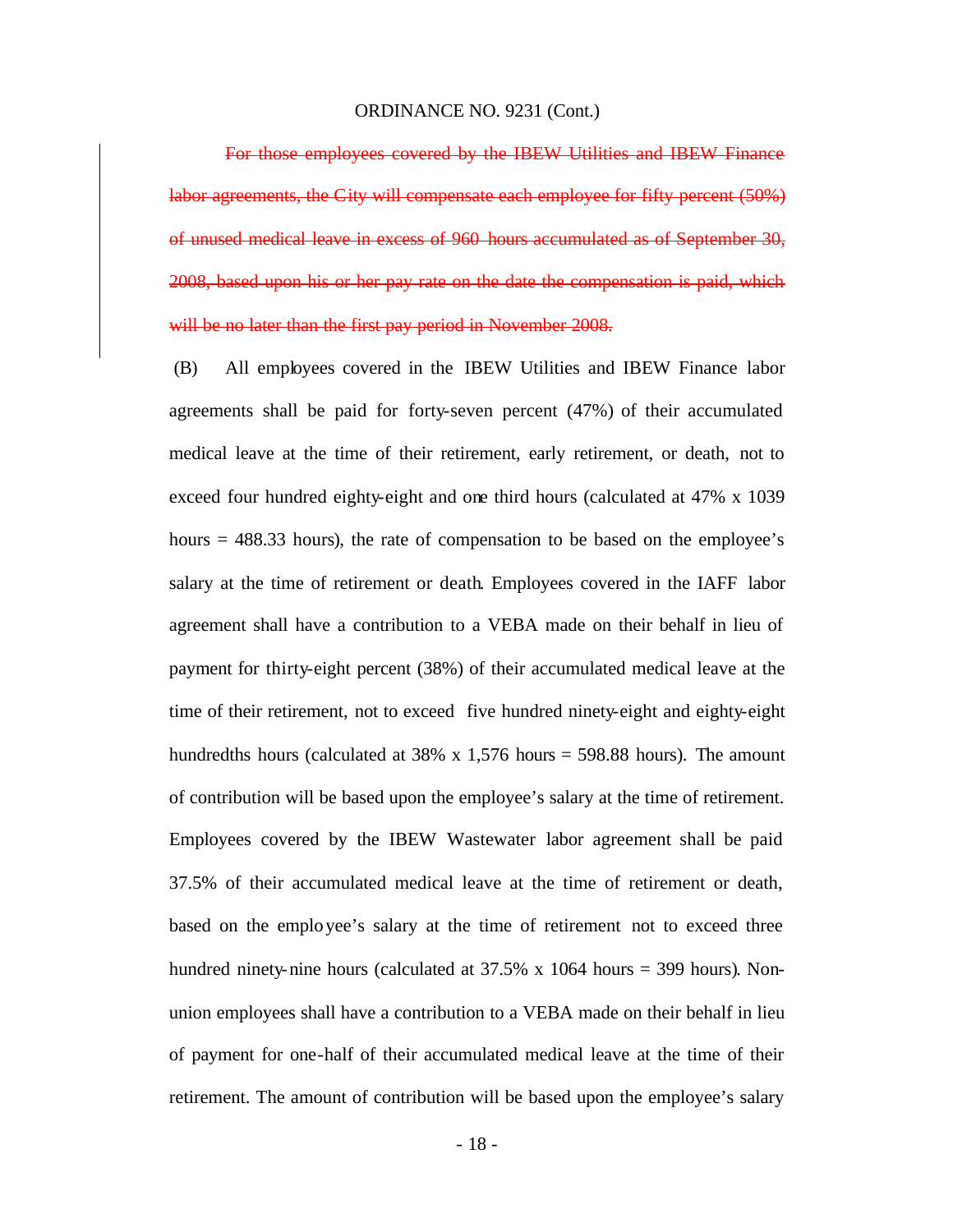~~For those employees covered by the IBEW Utilities and IBEW Finance labor agreements, the City will compensate each employee for fifty percent (50%) of unused medical leave in excess of 960 hours accumulated as of September 30, 2008, based upon his or her pay rate on the date the compensation is paid, which will be no later than the first pay period in November 2008.~~

(B) All employees covered in the IBEW Utilities and IBEW Finance labor agreements shall be paid for forty-seven percent (47%) of their accumulated medical leave at the time of their retirement, early retirement, or death, not to exceed four hundred eighty-eight and one third hours (calculated at 47% x 1039 hours = 488.33 hours), the rate of compensation to be based on the employee's salary at the time of retirement or death. Employees covered in the IAFF labor agreement shall have a contribution to a VEBA made on their behalf in lieu of payment for thirty-eight percent (38%) of their accumulated medical leave at the time of their retirement, not to exceed five hundred ninety-eight and eighty-eight hundredths hours (calculated at 38% x 1,576 hours = 598.88 hours). The amount of contribution will be based upon the employee's salary at the time of retirement. Employees covered by the IBEW Wastewater labor agreement shall be paid 37.5% of their accumulated medical leave at the time of retirement or death, based on the employee's salary at the time of retirement not to exceed three hundred ninety-nine hours (calculated at 37.5% x 1064 hours = 399 hours). Non-union employees shall have a contribution to a VEBA made on their behalf in lieu of payment for one-half of their accumulated medical leave at the time of their retirement. The amount of contribution will be based upon the employee's salary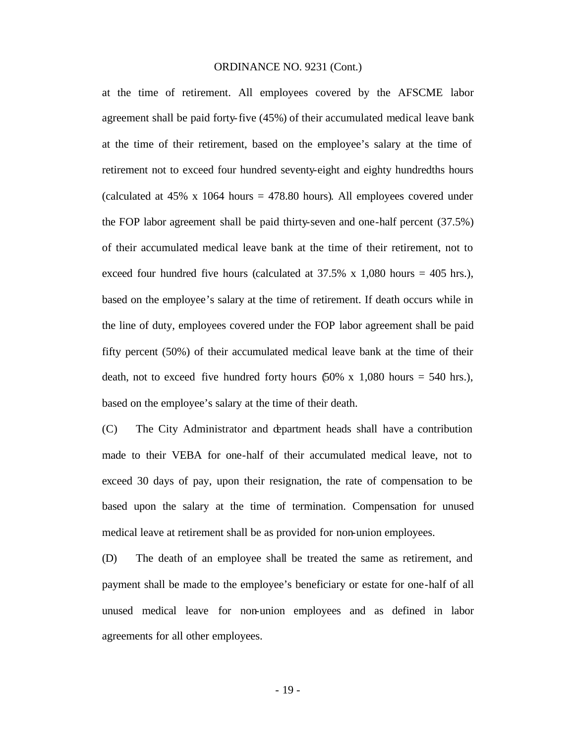at the time of retirement. All employees covered by the AFSCME labor agreement shall be paid forty-five (45%) of their accumulated medical leave bank at the time of their retirement, based on the employee's salary at the time of retirement not to exceed four hundred seventy-eight and eighty hundredths hours (calculated at 45% x 1064 hours = 478.80 hours). All employees covered under the FOP labor agreement shall be paid thirty-seven and one-half percent (37.5%) of their accumulated medical leave bank at the time of their retirement, not to exceed four hundred five hours (calculated at 37.5% x 1,080 hours = 405 hrs.), based on the employee's salary at the time of retirement. If death occurs while in the line of duty, employees covered under the FOP labor agreement shall be paid fifty percent (50%) of their accumulated medical leave bank at the time of their death, not to exceed five hundred forty hours (50% x 1,080 hours = 540 hrs.), based on the employee's salary at the time of their death.

(C) The City Administrator and department heads shall have a contribution made to their VEBA for one-half of their accumulated medical leave, not to exceed 30 days of pay, upon their resignation, the rate of compensation to be based upon the salary at the time of termination. Compensation for unused medical leave at retirement shall be as provided for non-union employees.

(D) The death of an employee shall be treated the same as retirement, and payment shall be made to the employee's beneficiary or estate for one-half of all unused medical leave for non-union employees and as defined in labor agreements for all other employees.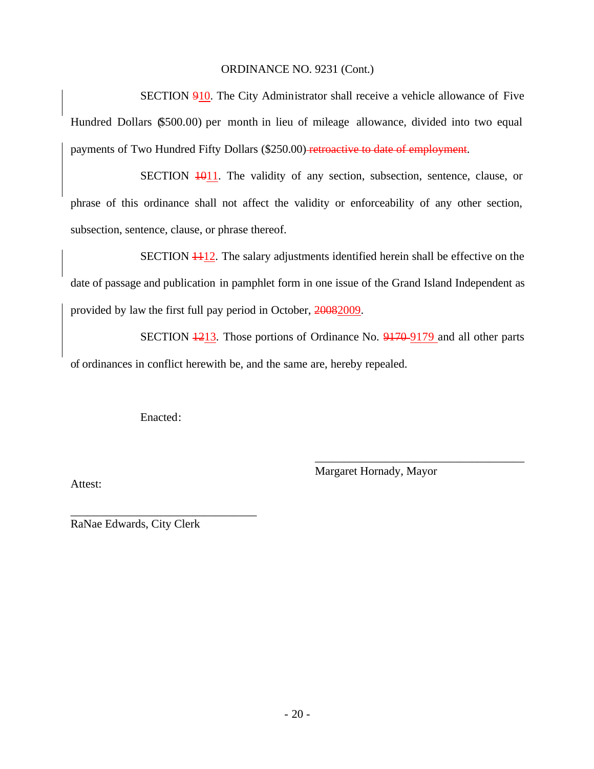ORDINANCE NO. 9231 (Cont.)

SECTION ~~9~~10. The City Administrator shall receive a vehicle allowance of Five Hundred Dollars ($500.00) per month in lieu of mileage allowance, divided into two equal payments of Two Hundred Fifty Dollars ($250.00) ~~retroactive to date of employment~~.

SECTION ~~10~~11. The validity of any section, subsection, sentence, clause, or phrase of this ordinance shall not affect the validity or enforceability of any other section, subsection, sentence, clause, or phrase thereof.

SECTION ~~11~~12. The salary adjustments identified herein shall be effective on the date of passage and publication in pamphlet form in one issue of the Grand Island Independent as provided by law the first full pay period in October, ~~2008~~2009.

SECTION ~~12~~13. Those portions of Ordinance No. ~~9170~~ 9179 and all other parts of ordinances in conflict herewith be, and the same are, hereby repealed.

Enacted:

\_\_\_\_\_\_\_\_\_\_\_\_\_\_\_\_\_\_\_\_\_\_\_\_\_\_\_\_\_\_\_\_\_\_\_\_
Margaret Hornady, Mayor

Attest:

\_\_\_\_\_\_\_\_\_\_\_\_\_\_\_\_\_\_\_\_\_\_\_\_\_\_\_\_\_\_\_\_\_
RaNae Edwards, City Clerk